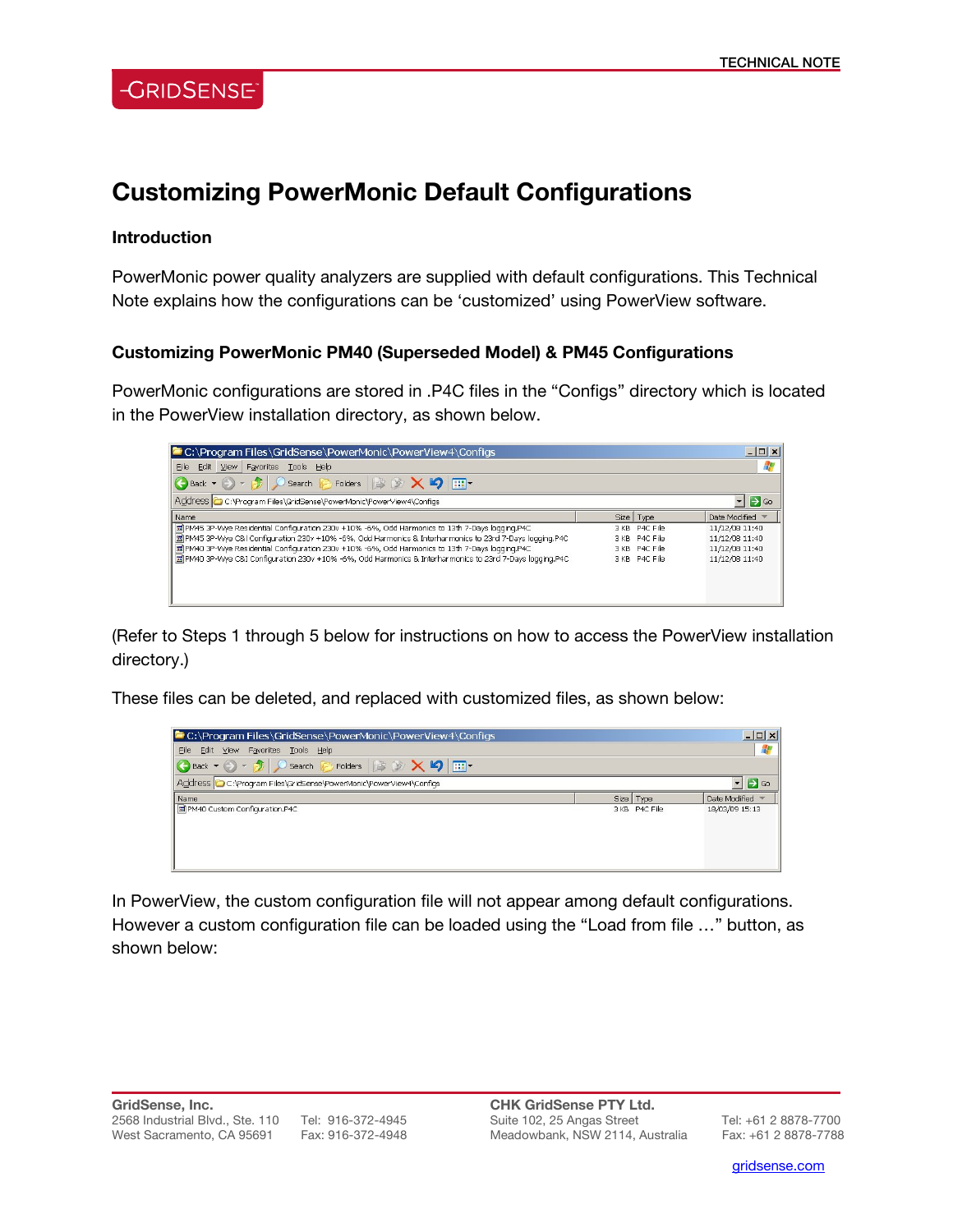TECHNICAL NOTE

# Customizing PowerMonic Default Configurations

### Introduction

PowerMonic power quality analyzers are supplied with default configurations. This Technical Note explains how the configurations can be ‘customized’ using PowerView software.

### Customizing PowerMonic PM40 (Superseded Model) & PM45 Configurations

PowerMonic configurations are stored in .P4C files in the “Configs” directory which is located in the PowerView installation directory, as shown below.

(Refer to Steps 1 through 5 below for instructions on how to access the PowerView installation directory.)

These files can be deleted, and replaced with customized files, as shown below:

In PowerView, the custom configuration file will not appear among default configurations. However a custom configuration file can be loaded using the “Load from file …” button, as shown below: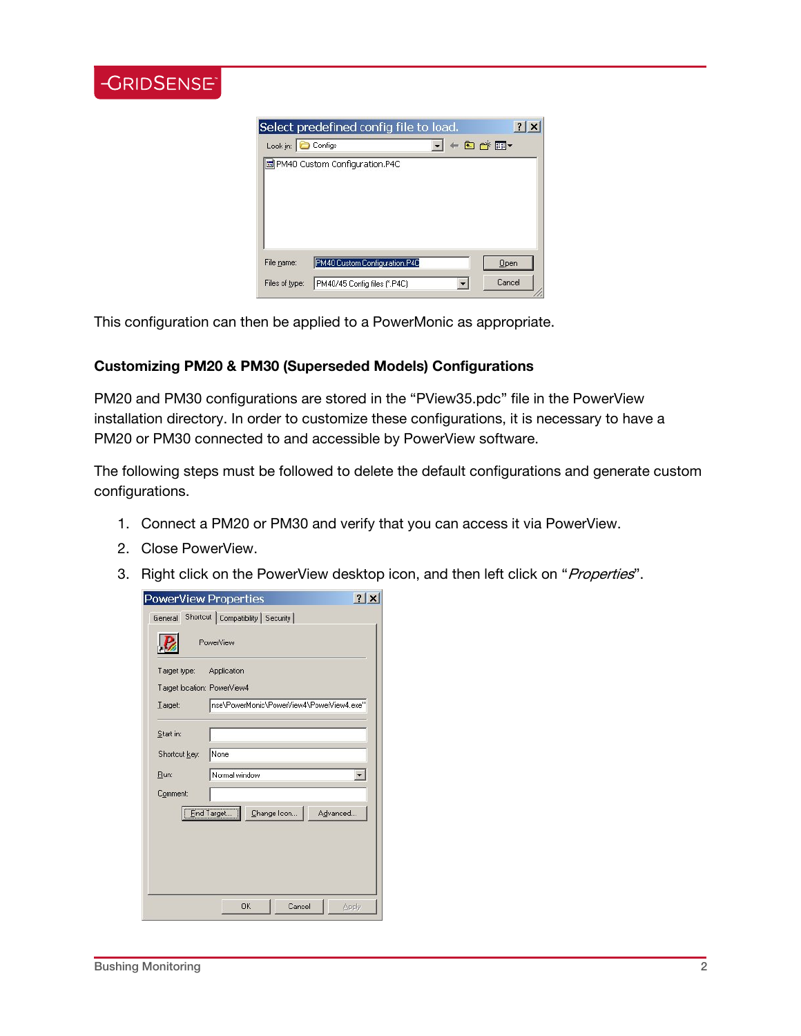This configuration can then be applied to a PowerMonic as appropriate.

### Customizing PM20 & PM30 (Superseded Models) Configurations

PM20 and PM30 configurations are stored in the “PView35.pdc” file in the PowerView installation directory. In order to customize these configurations, it is necessary to have a PM20 or PM30 connected to and accessible by PowerView software.

The following steps must be followed to delete the default configurations and generate custom configurations.

1. Connect a PM20 or PM30 and verify that you can access it via PowerView.
2. Close PowerView.
3. Right click on the PowerView desktop icon, and then left click on “*Properties*”.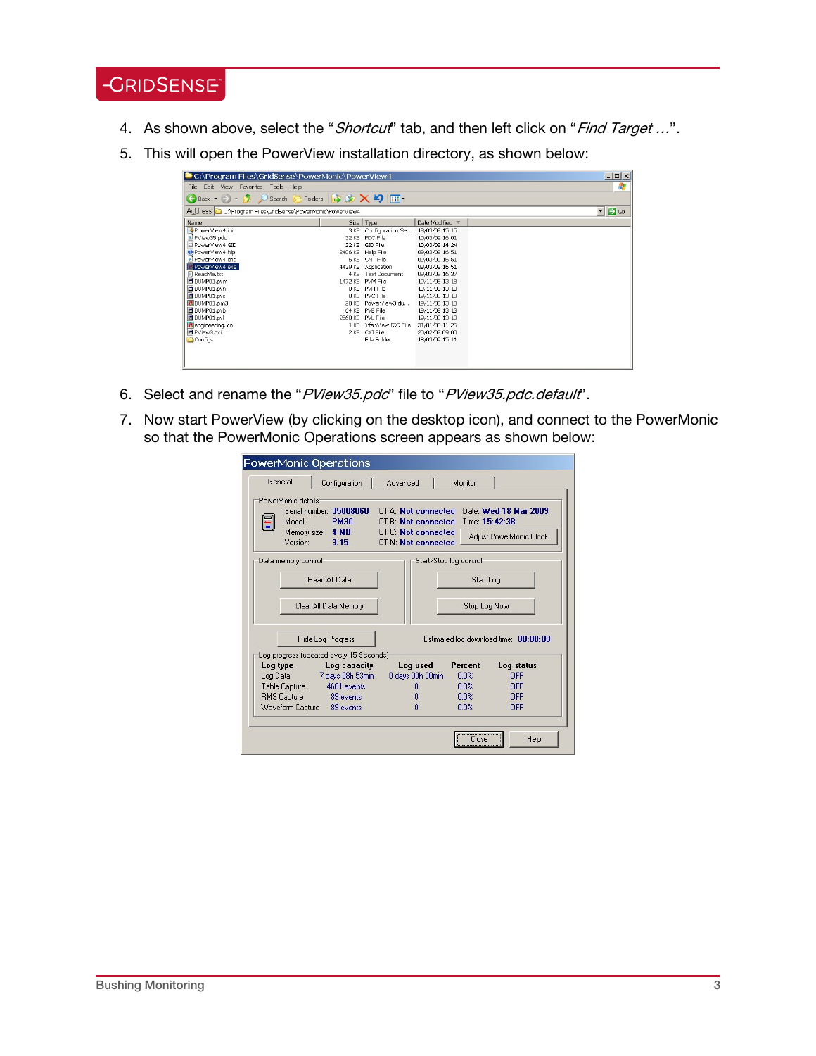4. As shown above, select the "*Shortcut*" tab, and then left click on "*Find Target …*".
5. This will open the PowerView installation directory, as shown below:
6. Select and rename the "*PView35.pdc*" file to "*PView35.pdc.default*".
7. Now start PowerView (by clicking on the desktop icon), and connect to the PowerMonic so that the PowerMonic Operations screen appears as shown below: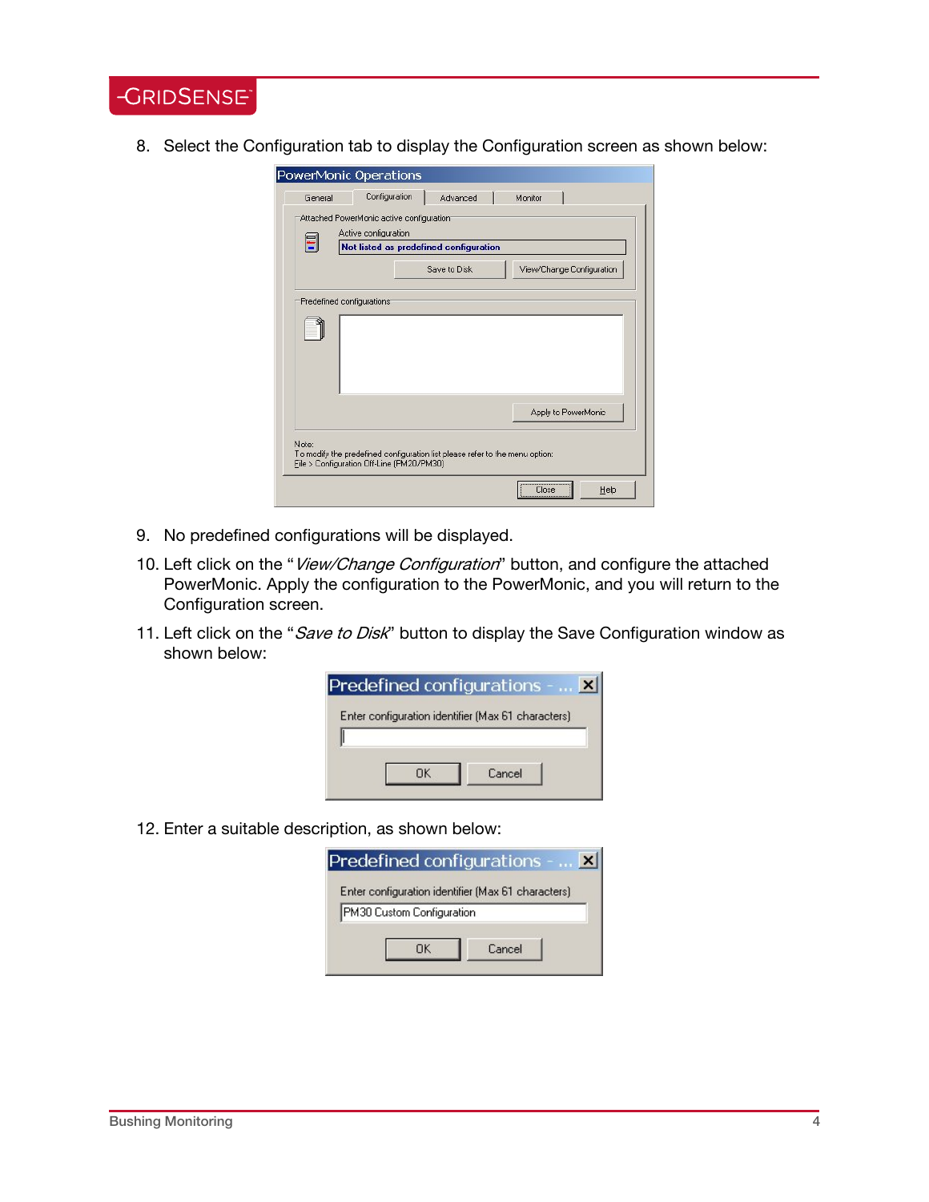8. Select the Configuration tab to display the Configuration screen as shown below:

9. No predefined configurations will be displayed.

10. Left click on the "*View/Change Configuration*" button, and configure the attached PowerMonic. Apply the configuration to the PowerMonic, and you will return to the Configuration screen.

11. Left click on the "*Save to Disk*" button to display the Save Configuration window as shown below:

12. Enter a suitable description, as shown below: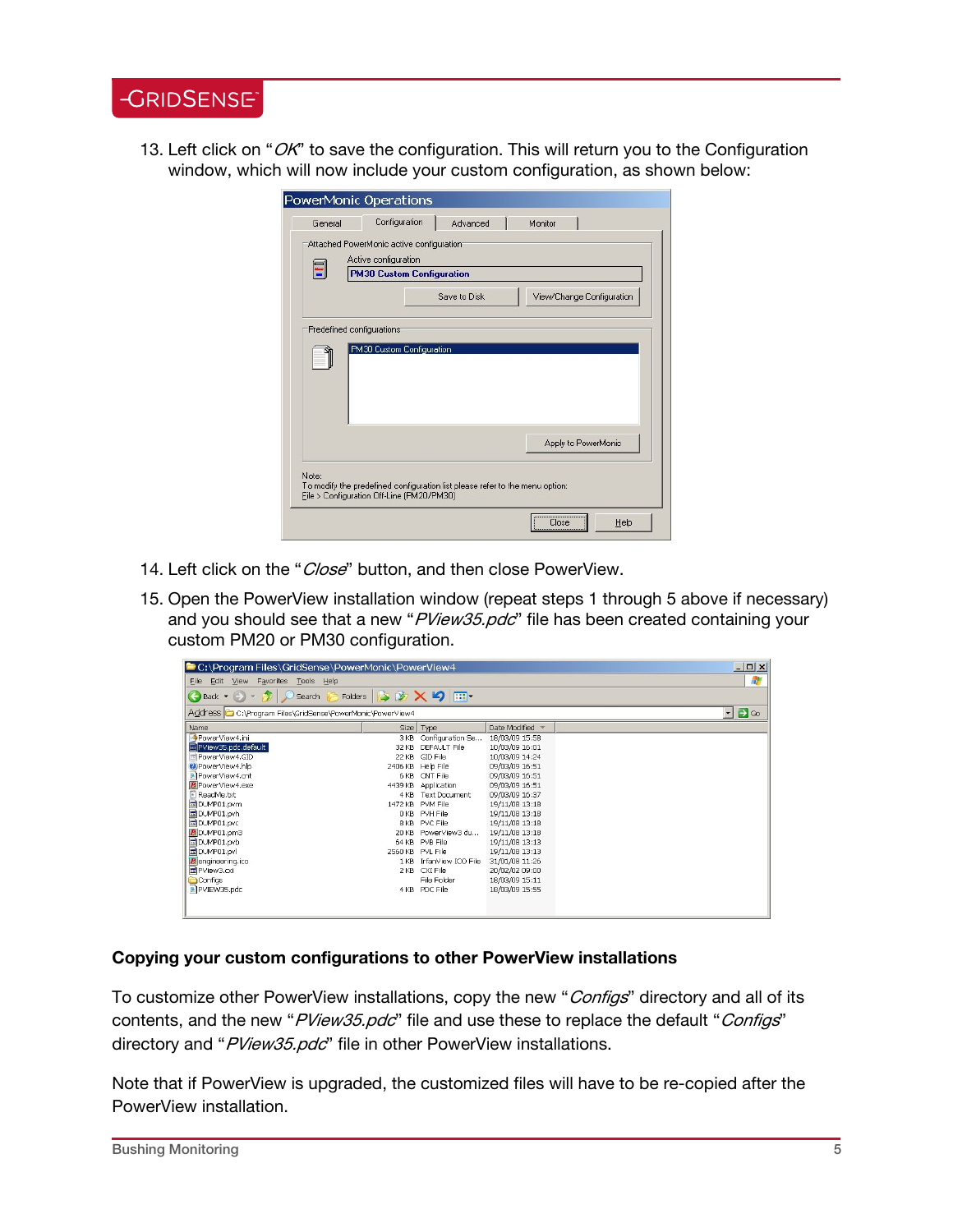13. Left click on "*OK*" to save the configuration. This will return you to the Configuration window, which will now include your custom configuration, as shown below:

14. Left click on the "*Close*" button, and then close PowerView.

15. Open the PowerView installation window (repeat steps 1 through 5 above if necessary) and you should see that a new "*PView35.pdc*" file has been created containing your custom PM20 or PM30 configuration.

## Copying your custom configurations to other PowerView installations

To customize other PowerView installations, copy the new "*Configs*" directory and all of its contents, and the new "*PView35.pdc*" file and use these to replace the default "*Configs*" directory and "*PView35.pdc*" file in other PowerView installations.

Note that if PowerView is upgraded, the customized files will have to be re-copied after the PowerView installation.